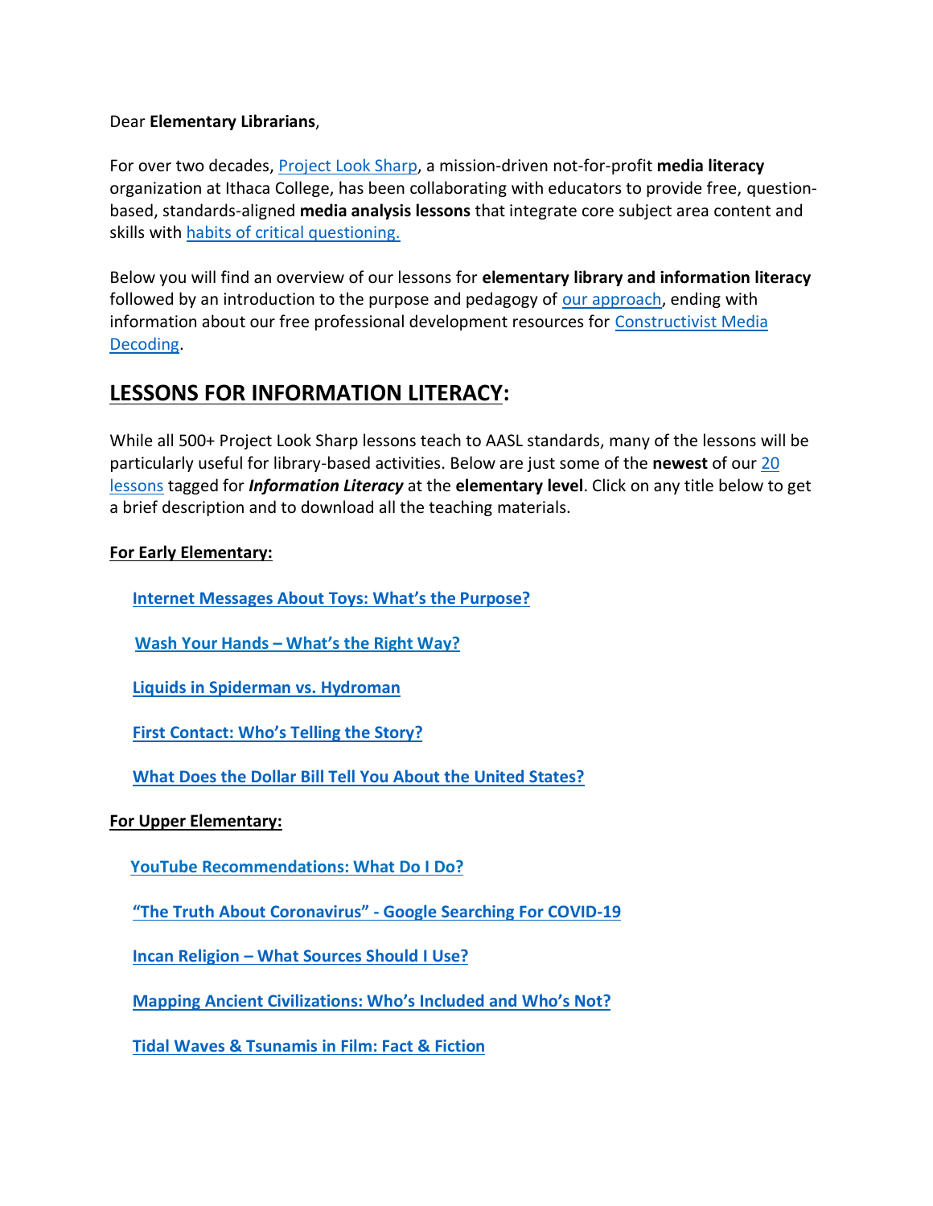Dear **Elementary Librarians**,

For over two decades, Project Look Sharp, a mission-driven not-for-profit **media literacy** organization at Ithaca College, has been collaborating with educators to provide free, question-based, standards-aligned **media analysis lessons** that integrate core subject area content and skills with habits of critical questioning.

Below you will find an overview of our lessons for **elementary library and information literacy** followed by an introduction to the purpose and pedagogy of our approach, ending with information about our free professional development resources for Constructivist Media Decoding.

## LESSONS FOR INFORMATION LITERACY:

While all 500+ Project Look Sharp lessons teach to AASL standards, many of the lessons will be particularly useful for library-based activities. Below are just some of the **newest** of our 20 lessons tagged for ***Information Literacy*** at the **elementary level**. Click on any title below to get a brief description and to download all the teaching materials.

**For Early Elementary:**

- **Internet Messages About Toys: What's the Purpose?**
- **Wash Your Hands – What's the Right Way?**
- **Liquids in Spiderman vs. Hydroman**
- **First Contact: Who's Telling the Story?**
- **What Does the Dollar Bill Tell You About the United States?**

**For Upper Elementary:**

- **YouTube Recommendations: What Do I Do?**
- **"The Truth About Coronavirus" - Google Searching For COVID-19**
- **Incan Religion – What Sources Should I Use?**
- **Mapping Ancient Civilizations: Who's Included and Who's Not?**
- **Tidal Waves & Tsunamis in Film: Fact & Fiction**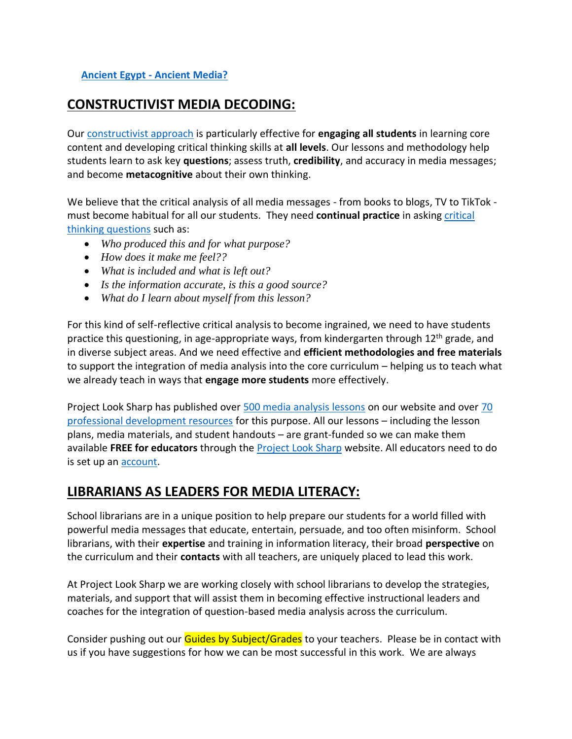[Ancient Egypt - Ancient Media?](#)

## CONSTRUCTIVIST MEDIA DECODING:

Our [constructivist approach](#) is particularly effective for **engaging all students** in learning core content and developing critical thinking skills at **all levels**. Our lessons and methodology help students learn to ask key **questions**; assess truth, **credibility**, and accuracy in media messages; and become **metacognitive** about their own thinking.

We believe that the critical analysis of all media messages - from books to blogs, TV to TikTok - must become habitual for all our students. They need **continual practice** in asking [critical thinking questions](#) such as:

- *Who produced this and for what purpose?*
- *How does it make me feel??*
- *What is included and what is left out?*
- *Is the information accurate, is this a good source?*
- *What do I learn about myself from this lesson?*

For this kind of self-reflective critical analysis to become ingrained, we need to have students practice this questioning, in age-appropriate ways, from kindergarten through 12th grade, and in diverse subject areas. And we need effective and **efficient methodologies and free materials** to support the integration of media analysis into the core curriculum – helping us to teach what we already teach in ways that **engage more students** more effectively.

Project Look Sharp has published over [500 media analysis lessons](#) on our website and over [70 professional development resources](#) for this purpose. All our lessons – including the lesson plans, media materials, and student handouts – are grant-funded so we can make them available **FREE for educators** through the [Project Look Sharp](#) website. All educators need to do is set up an [account](#).

## LIBRARIANS AS LEADERS FOR MEDIA LITERACY:

School librarians are in a unique position to help prepare our students for a world filled with powerful media messages that educate, entertain, persuade, and too often misinform. School librarians, with their **expertise** and training in information literacy, their broad **perspective** on the curriculum and their **contacts** with all teachers, are uniquely placed to lead this work.

At Project Look Sharp we are working closely with school librarians to develop the strategies, materials, and support that will assist them in becoming effective instructional leaders and coaches for the integration of question-based media analysis across the curriculum.

Consider pushing out our Guides by Subject/Grades to your teachers. Please be in contact with us if you have suggestions for how we can be most successful in this work. We are always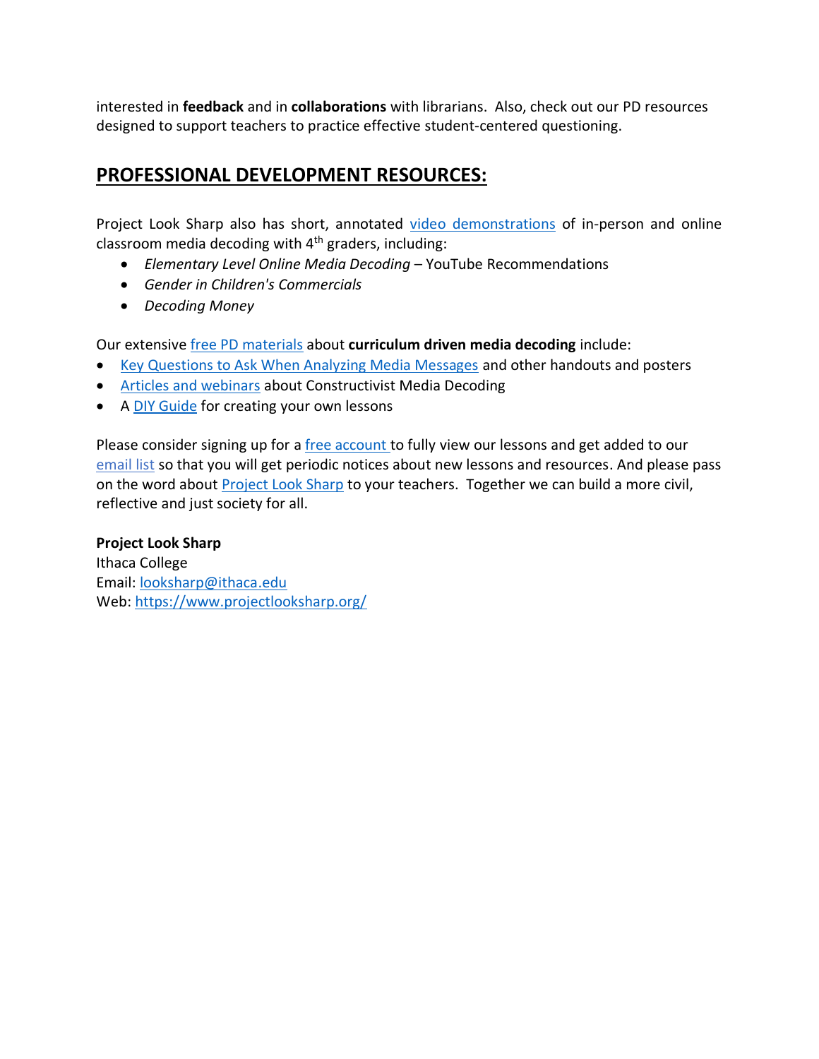interested in **feedback** and in **collaborations** with librarians. Also, check out our PD resources designed to support teachers to practice effective student-centered questioning.

## PROFESSIONAL DEVELOPMENT RESOURCES:

Project Look Sharp also has short, annotated video demonstrations of in-person and online classroom media decoding with 4th graders, including:

- *Elementary Level Online Media Decoding* – YouTube Recommendations
- *Gender in Children's Commercials*
- *Decoding Money*

Our extensive free PD materials about **curriculum driven media decoding** include:

- Key Questions to Ask When Analyzing Media Messages and other handouts and posters
- Articles and webinars about Constructivist Media Decoding
- A DIY Guide for creating your own lessons

Please consider signing up for a free account to fully view our lessons and get added to our email list so that you will get periodic notices about new lessons and resources. And please pass on the word about Project Look Sharp to your teachers. Together we can build a more civil, reflective and just society for all.

**Project Look Sharp**
Ithaca College
Email: lookshar​p@ithaca.edu
Web: https://www.projectlooksharp.org/